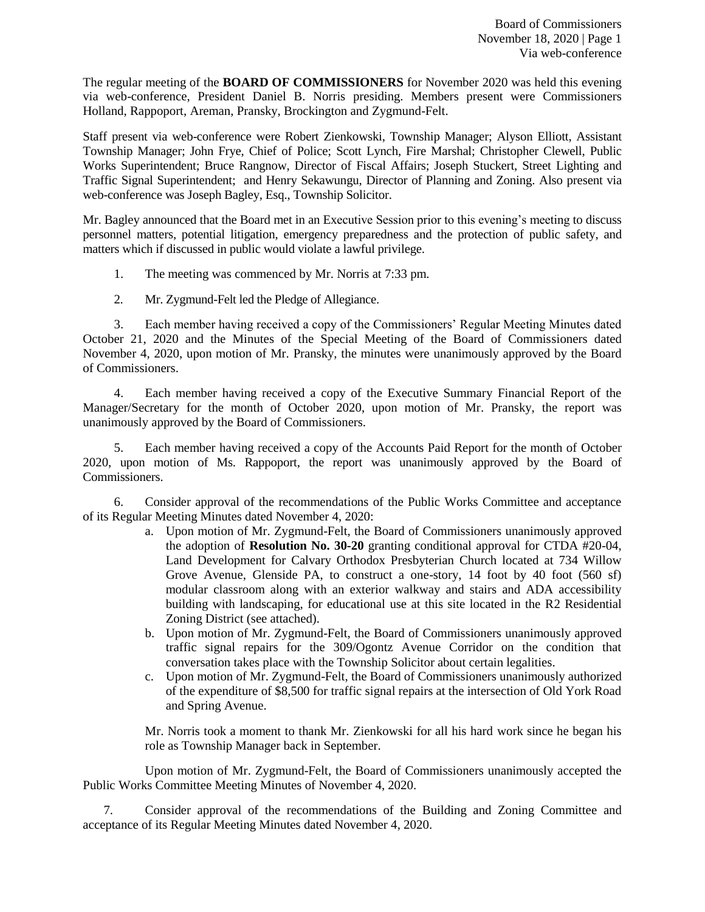The regular meeting of the **BOARD OF COMMISSIONERS** for November 2020 was held this evening via web-conference, President Daniel B. Norris presiding. Members present were Commissioners Holland, Rappoport, Areman, Pransky, Brockington and Zygmund-Felt.

Staff present via web-conference were Robert Zienkowski, Township Manager; Alyson Elliott, Assistant Township Manager; John Frye, Chief of Police; Scott Lynch, Fire Marshal; Christopher Clewell, Public Works Superintendent; Bruce Rangnow, Director of Fiscal Affairs; Joseph Stuckert, Street Lighting and Traffic Signal Superintendent; and Henry Sekawungu, Director of Planning and Zoning. Also present via web-conference was Joseph Bagley, Esq., Township Solicitor.

Mr. Bagley announced that the Board met in an Executive Session prior to this evening's meeting to discuss personnel matters, potential litigation, emergency preparedness and the protection of public safety, and matters which if discussed in public would violate a lawful privilege.

1. The meeting was commenced by Mr. Norris at 7:33 pm.

2. Mr. Zygmund-Felt led the Pledge of Allegiance.

3. Each member having received a copy of the Commissioners' Regular Meeting Minutes dated October 21, 2020 and the Minutes of the Special Meeting of the Board of Commissioners dated November 4, 2020, upon motion of Mr. Pransky, the minutes were unanimously approved by the Board of Commissioners.

4. Each member having received a copy of the Executive Summary Financial Report of the Manager/Secretary for the month of October 2020, upon motion of Mr. Pransky, the report was unanimously approved by the Board of Commissioners.

5. Each member having received a copy of the Accounts Paid Report for the month of October 2020, upon motion of Ms. Rappoport, the report was unanimously approved by the Board of Commissioners.

6. Consider approval of the recommendations of the Public Works Committee and acceptance of its Regular Meeting Minutes dated November 4, 2020:
   a. Upon motion of Mr. Zygmund-Felt, the Board of Commissioners unanimously approved the adoption of **Resolution No. 30-20** granting conditional approval for CTDA #20-04, Land Development for Calvary Orthodox Presbyterian Church located at 734 Willow Grove Avenue, Glenside PA, to construct a one-story, 14 foot by 40 foot (560 sf) modular classroom along with an exterior walkway and stairs and ADA accessibility building with landscaping, for educational use at this site located in the R2 Residential Zoning District (see attached).
   b. Upon motion of Mr. Zygmund-Felt, the Board of Commissioners unanimously approved traffic signal repairs for the 309/Ogontz Avenue Corridor on the condition that conversation takes place with the Township Solicitor about certain legalities.
   c. Upon motion of Mr. Zygmund-Felt, the Board of Commissioners unanimously authorized of the expenditure of $8,500 for traffic signal repairs at the intersection of Old York Road and Spring Avenue.

   Mr. Norris took a moment to thank Mr. Zienkowski for all his hard work since he began his role as Township Manager back in September.

   Upon motion of Mr. Zygmund-Felt, the Board of Commissioners unanimously accepted the Public Works Committee Meeting Minutes of November 4, 2020.

7. Consider approval of the recommendations of the Building and Zoning Committee and acceptance of its Regular Meeting Minutes dated November 4, 2020.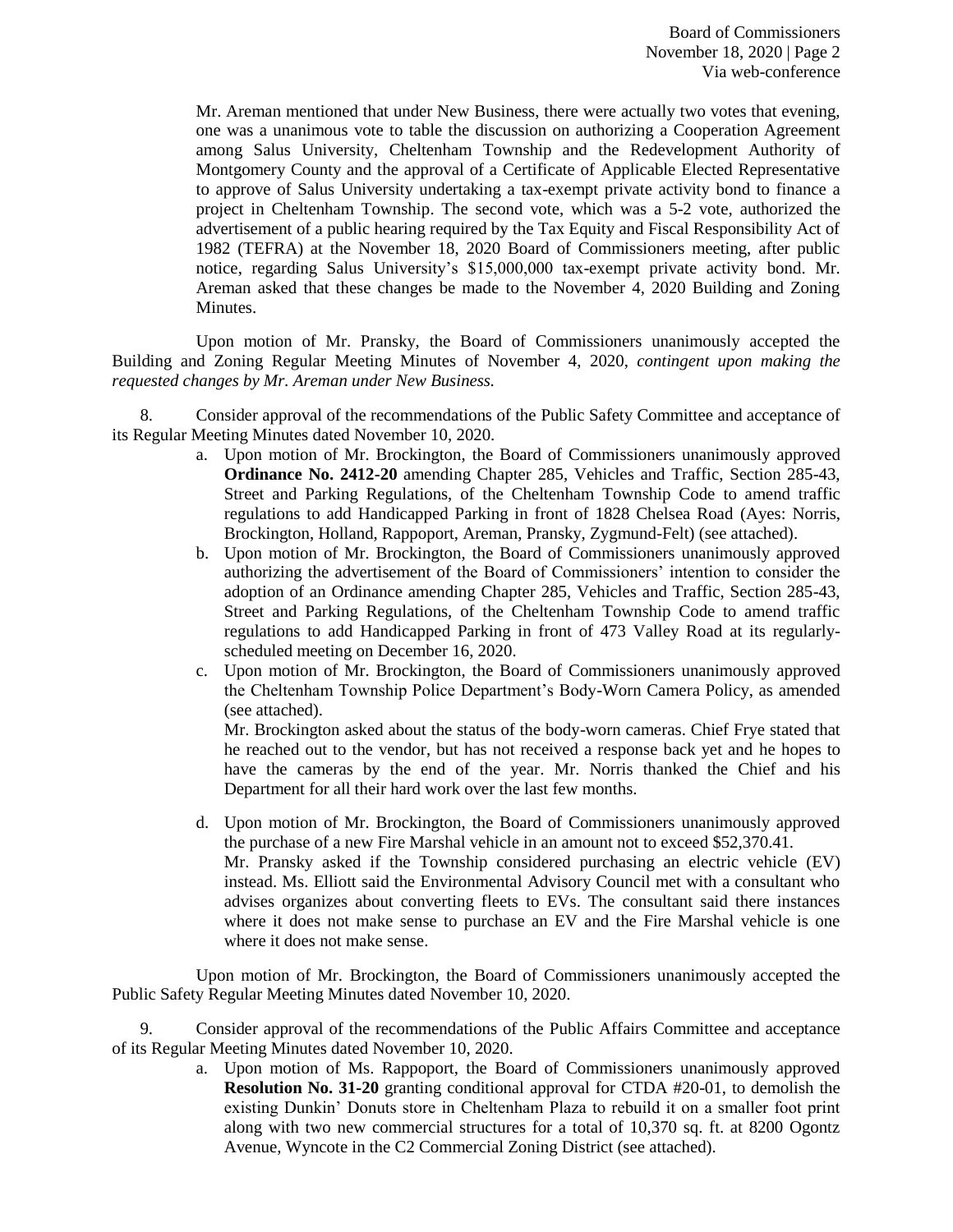Mr. Areman mentioned that under New Business, there were actually two votes that evening, one was a unanimous vote to table the discussion on authorizing a Cooperation Agreement among Salus University, Cheltenham Township and the Redevelopment Authority of Montgomery County and the approval of a Certificate of Applicable Elected Representative to approve of Salus University undertaking a tax-exempt private activity bond to finance a project in Cheltenham Township. The second vote, which was a 5-2 vote, authorized the advertisement of a public hearing required by the Tax Equity and Fiscal Responsibility Act of 1982 (TEFRA) at the November 18, 2020 Board of Commissioners meeting, after public notice, regarding Salus University's $15,000,000 tax-exempt private activity bond. Mr. Areman asked that these changes be made to the November 4, 2020 Building and Zoning Minutes.

Upon motion of Mr. Pransky, the Board of Commissioners unanimously accepted the Building and Zoning Regular Meeting Minutes of November 4, 2020, *contingent upon making the requested changes by Mr. Areman under New Business.*

8. Consider approval of the recommendations of the Public Safety Committee and acceptance of its Regular Meeting Minutes dated November 10, 2020.

   a. Upon motion of Mr. Brockington, the Board of Commissioners unanimously approved **Ordinance No. 2412-20** amending Chapter 285, Vehicles and Traffic, Section 285-43, Street and Parking Regulations, of the Cheltenham Township Code to amend traffic regulations to add Handicapped Parking in front of 1828 Chelsea Road (Ayes: Norris, Brockington, Holland, Rappoport, Areman, Pransky, Zygmund-Felt) (see attached).

   b. Upon motion of Mr. Brockington, the Board of Commissioners unanimously approved authorizing the advertisement of the Board of Commissioners' intention to consider the adoption of an Ordinance amending Chapter 285, Vehicles and Traffic, Section 285-43, Street and Parking Regulations, of the Cheltenham Township Code to amend traffic regulations to add Handicapped Parking in front of 473 Valley Road at its regularly-scheduled meeting on December 16, 2020.

   c. Upon motion of Mr. Brockington, the Board of Commissioners unanimously approved the Cheltenham Township Police Department's Body-Worn Camera Policy, as amended (see attached).
   Mr. Brockington asked about the status of the body-worn cameras. Chief Frye stated that he reached out to the vendor, but has not received a response back yet and he hopes to have the cameras by the end of the year. Mr. Norris thanked the Chief and his Department for all their hard work over the last few months.

   d. Upon motion of Mr. Brockington, the Board of Commissioners unanimously approved the purchase of a new Fire Marshal vehicle in an amount not to exceed $52,370.41.
   Mr. Pransky asked if the Township considered purchasing an electric vehicle (EV) instead. Ms. Elliott said the Environmental Advisory Council met with a consultant who advises organizes about converting fleets to EVs. The consultant said there instances where it does not make sense to purchase an EV and the Fire Marshal vehicle is one where it does not make sense.

Upon motion of Mr. Brockington, the Board of Commissioners unanimously accepted the Public Safety Regular Meeting Minutes dated November 10, 2020.

9. Consider approval of the recommendations of the Public Affairs Committee and acceptance of its Regular Meeting Minutes dated November 10, 2020.

   a. Upon motion of Ms. Rappoport, the Board of Commissioners unanimously approved **Resolution No. 31-20** granting conditional approval for CTDA #20-01, to demolish the existing Dunkin' Donuts store in Cheltenham Plaza to rebuild it on a smaller foot print along with two new commercial structures for a total of 10,370 sq. ft. at 8200 Ogontz Avenue, Wyncote in the C2 Commercial Zoning District (see attached).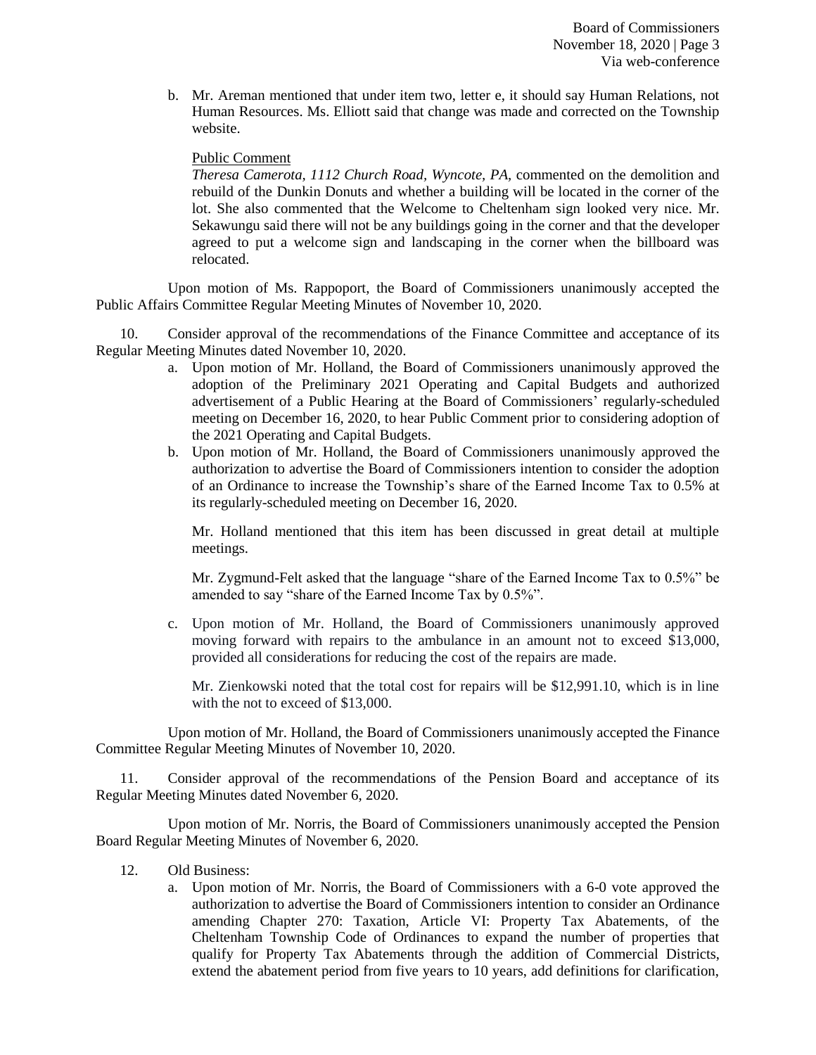b. Mr. Areman mentioned that under item two, letter e, it should say Human Relations, not Human Resources. Ms. Elliott said that change was made and corrected on the Township website.

Public Comment

*Theresa Camerota, 1112 Church Road, Wyncote, PA*, commented on the demolition and rebuild of the Dunkin Donuts and whether a building will be located in the corner of the lot. She also commented that the Welcome to Cheltenham sign looked very nice. Mr. Sekawungu said there will not be any buildings going in the corner and that the developer agreed to put a welcome sign and landscaping in the corner when the billboard was relocated.

Upon motion of Ms. Rappoport, the Board of Commissioners unanimously accepted the Public Affairs Committee Regular Meeting Minutes of November 10, 2020.

10. Consider approval of the recommendations of the Finance Committee and acceptance of its Regular Meeting Minutes dated November 10, 2020.

a. Upon motion of Mr. Holland, the Board of Commissioners unanimously approved the adoption of the Preliminary 2021 Operating and Capital Budgets and authorized advertisement of a Public Hearing at the Board of Commissioners' regularly-scheduled meeting on December 16, 2020, to hear Public Comment prior to considering adoption of the 2021 Operating and Capital Budgets.

b. Upon motion of Mr. Holland, the Board of Commissioners unanimously approved the authorization to advertise the Board of Commissioners intention to consider the adoption of an Ordinance to increase the Township's share of the Earned Income Tax to 0.5% at its regularly-scheduled meeting on December 16, 2020.

Mr. Holland mentioned that this item has been discussed in great detail at multiple meetings.

Mr. Zygmund-Felt asked that the language "share of the Earned Income Tax to 0.5%" be amended to say "share of the Earned Income Tax by 0.5%".

c. Upon motion of Mr. Holland, the Board of Commissioners unanimously approved moving forward with repairs to the ambulance in an amount not to exceed $13,000, provided all considerations for reducing the cost of the repairs are made.

Mr. Zienkowski noted that the total cost for repairs will be $12,991.10, which is in line with the not to exceed of $13,000.

Upon motion of Mr. Holland, the Board of Commissioners unanimously accepted the Finance Committee Regular Meeting Minutes of November 10, 2020.

11. Consider approval of the recommendations of the Pension Board and acceptance of its Regular Meeting Minutes dated November 6, 2020.

Upon motion of Mr. Norris, the Board of Commissioners unanimously accepted the Pension Board Regular Meeting Minutes of November 6, 2020.

12. Old Business:

a. Upon motion of Mr. Norris, the Board of Commissioners with a 6-0 vote approved the authorization to advertise the Board of Commissioners intention to consider an Ordinance amending Chapter 270: Taxation, Article VI: Property Tax Abatements, of the Cheltenham Township Code of Ordinances to expand the number of properties that qualify for Property Tax Abatements through the addition of Commercial Districts, extend the abatement period from five years to 10 years, add definitions for clarification,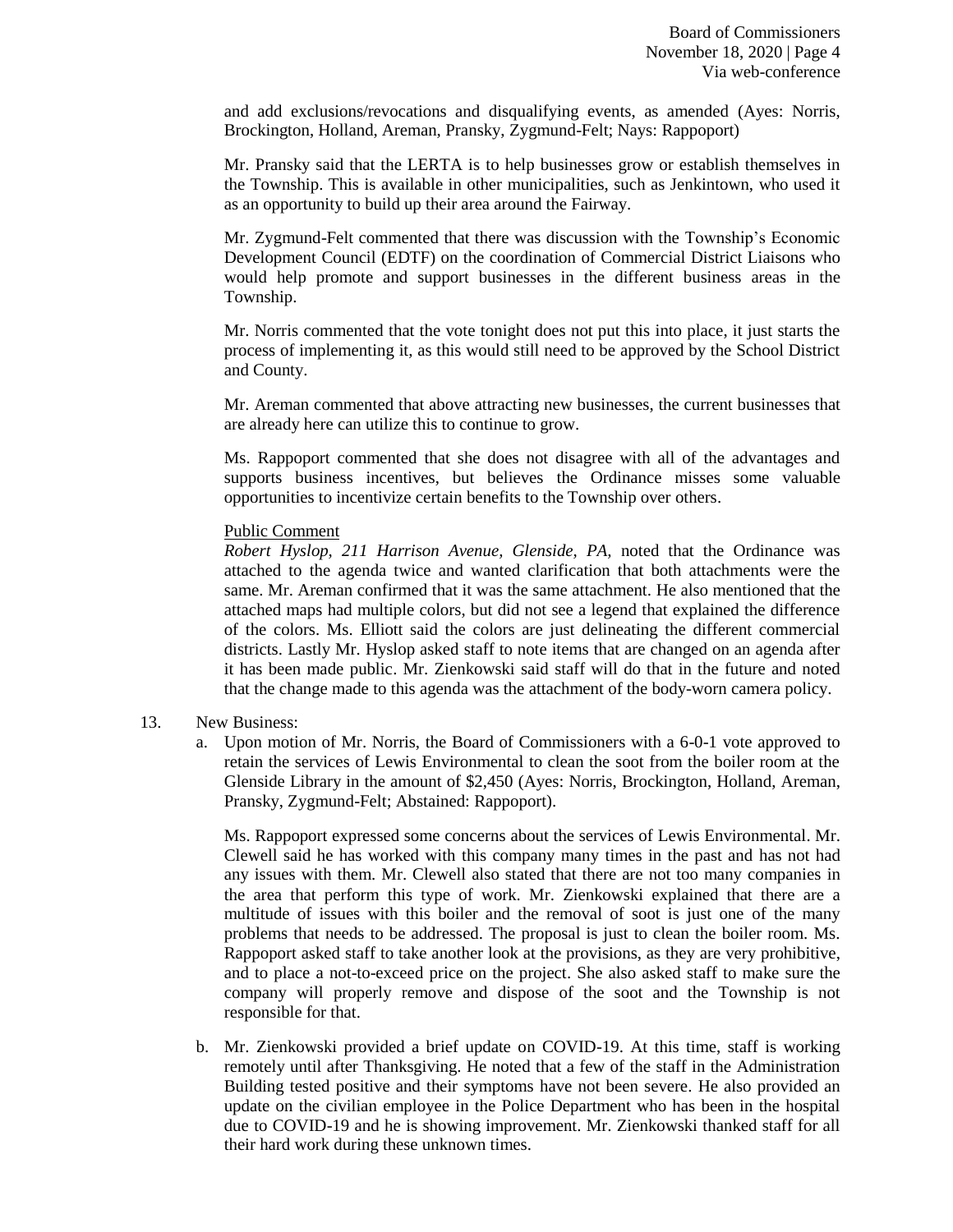and add exclusions/revocations and disqualifying events, as amended (Ayes: Norris, Brockington, Holland, Areman, Pransky, Zygmund-Felt; Nays: Rappoport)

Mr. Pransky said that the LERTA is to help businesses grow or establish themselves in the Township. This is available in other municipalities, such as Jenkintown, who used it as an opportunity to build up their area around the Fairway.

Mr. Zygmund-Felt commented that there was discussion with the Township's Economic Development Council (EDTF) on the coordination of Commercial District Liaisons who would help promote and support businesses in the different business areas in the Township.

Mr. Norris commented that the vote tonight does not put this into place, it just starts the process of implementing it, as this would still need to be approved by the School District and County.

Mr. Areman commented that above attracting new businesses, the current businesses that are already here can utilize this to continue to grow.

Ms. Rappoport commented that she does not disagree with all of the advantages and supports business incentives, but believes the Ordinance misses some valuable opportunities to incentivize certain benefits to the Township over others.

Public Comment

*Robert Hyslop, 211 Harrison Avenue, Glenside, PA,* noted that the Ordinance was attached to the agenda twice and wanted clarification that both attachments were the same. Mr. Areman confirmed that it was the same attachment. He also mentioned that the attached maps had multiple colors, but did not see a legend that explained the difference of the colors. Ms. Elliott said the colors are just delineating the different commercial districts. Lastly Mr. Hyslop asked staff to note items that are changed on an agenda after it has been made public. Mr. Zienkowski said staff will do that in the future and noted that the change made to this agenda was the attachment of the body-worn camera policy.

13. New Business:

a. Upon motion of Mr. Norris, the Board of Commissioners with a 6-0-1 vote approved to retain the services of Lewis Environmental to clean the soot from the boiler room at the Glenside Library in the amount of $2,450 (Ayes: Norris, Brockington, Holland, Areman, Pransky, Zygmund-Felt; Abstained: Rappoport).

   Ms. Rappoport expressed some concerns about the services of Lewis Environmental. Mr. Clewell said he has worked with this company many times in the past and has not had any issues with them. Mr. Clewell also stated that there are not too many companies in the area that perform this type of work. Mr. Zienkowski explained that there are a multitude of issues with this boiler and the removal of soot is just one of the many problems that needs to be addressed. The proposal is just to clean the boiler room. Ms. Rappoport asked staff to take another look at the provisions, as they are very prohibitive, and to place a not-to-exceed price on the project. She also asked staff to make sure the company will properly remove and dispose of the soot and the Township is not responsible for that.

b. Mr. Zienkowski provided a brief update on COVID-19. At this time, staff is working remotely until after Thanksgiving. He noted that a few of the staff in the Administration Building tested positive and their symptoms have not been severe. He also provided an update on the civilian employee in the Police Department who has been in the hospital due to COVID-19 and he is showing improvement. Mr. Zienkowski thanked staff for all their hard work during these unknown times.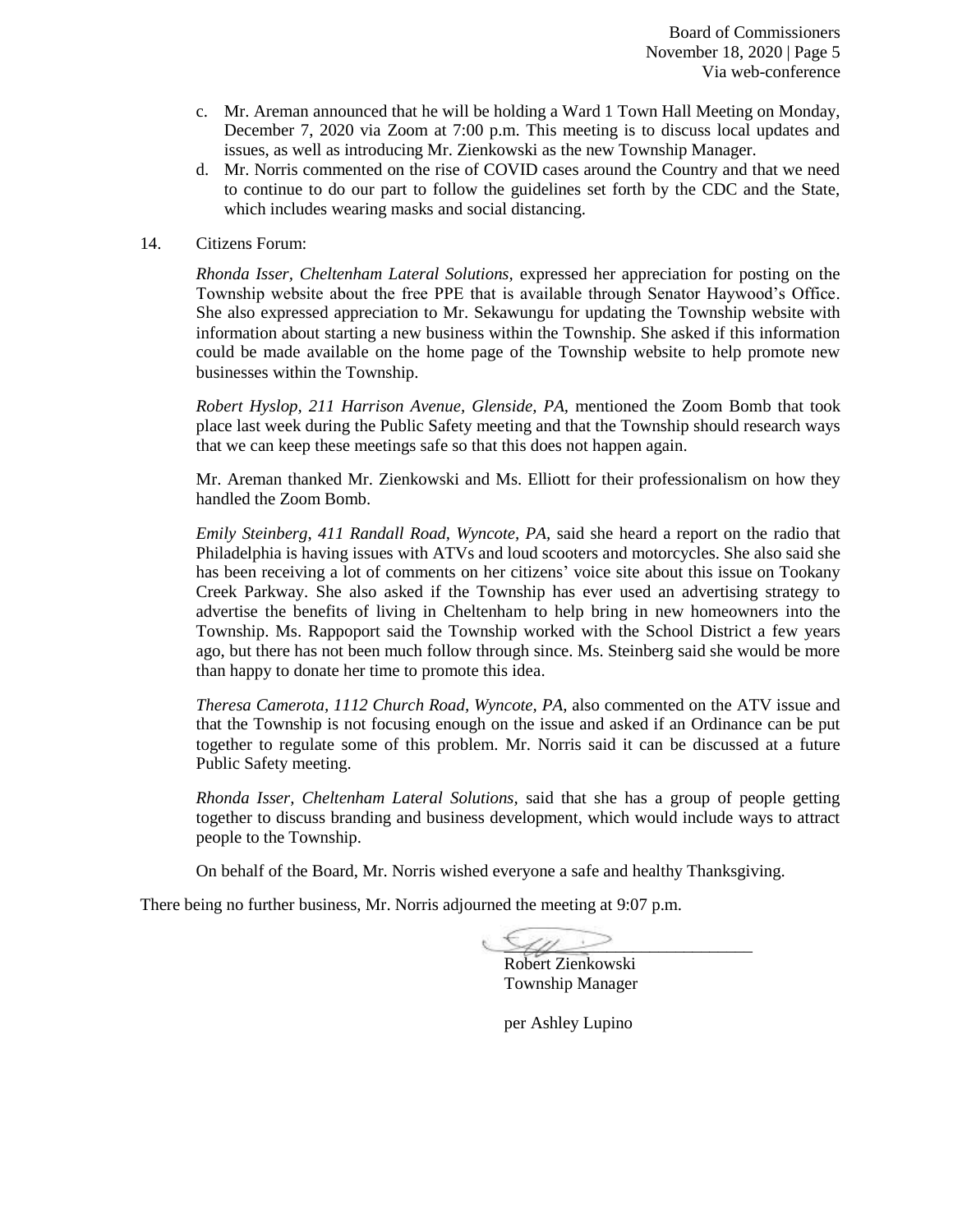c. Mr. Areman announced that he will be holding a Ward 1 Town Hall Meeting on Monday, December 7, 2020 via Zoom at 7:00 p.m. This meeting is to discuss local updates and issues, as well as introducing Mr. Zienkowski as the new Township Manager.

d. Mr. Norris commented on the rise of COVID cases around the Country and that we need to continue to do our part to follow the guidelines set forth by the CDC and the State, which includes wearing masks and social distancing.

14. Citizens Forum:

*Rhonda Isser, Cheltenham Lateral Solutions,* expressed her appreciation for posting on the Township website about the free PPE that is available through Senator Haywood's Office. She also expressed appreciation to Mr. Sekawungu for updating the Township website with information about starting a new business within the Township. She asked if this information could be made available on the home page of the Township website to help promote new businesses within the Township.

*Robert Hyslop, 211 Harrison Avenue, Glenside, PA,* mentioned the Zoom Bomb that took place last week during the Public Safety meeting and that the Township should research ways that we can keep these meetings safe so that this does not happen again.

Mr. Areman thanked Mr. Zienkowski and Ms. Elliott for their professionalism on how they handled the Zoom Bomb.

*Emily Steinberg, 411 Randall Road, Wyncote, PA,* said she heard a report on the radio that Philadelphia is having issues with ATVs and loud scooters and motorcycles. She also said she has been receiving a lot of comments on her citizens' voice site about this issue on Tookany Creek Parkway. She also asked if the Township has ever used an advertising strategy to advertise the benefits of living in Cheltenham to help bring in new homeowners into the Township. Ms. Rappoport said the Township worked with the School District a few years ago, but there has not been much follow through since. Ms. Steinberg said she would be more than happy to donate her time to promote this idea.

*Theresa Camerota, 1112 Church Road, Wyncote, PA,* also commented on the ATV issue and that the Township is not focusing enough on the issue and asked if an Ordinance can be put together to regulate some of this problem. Mr. Norris said it can be discussed at a future Public Safety meeting.

*Rhonda Isser, Cheltenham Lateral Solutions,* said that she has a group of people getting together to discuss branding and business development, which would include ways to attract people to the Township.

On behalf of the Board, Mr. Norris wished everyone a safe and healthy Thanksgiving.

There being no further business, Mr. Norris adjourned the meeting at 9:07 p.m.

Robert Zienkowski
Township Manager

per Ashley Lupino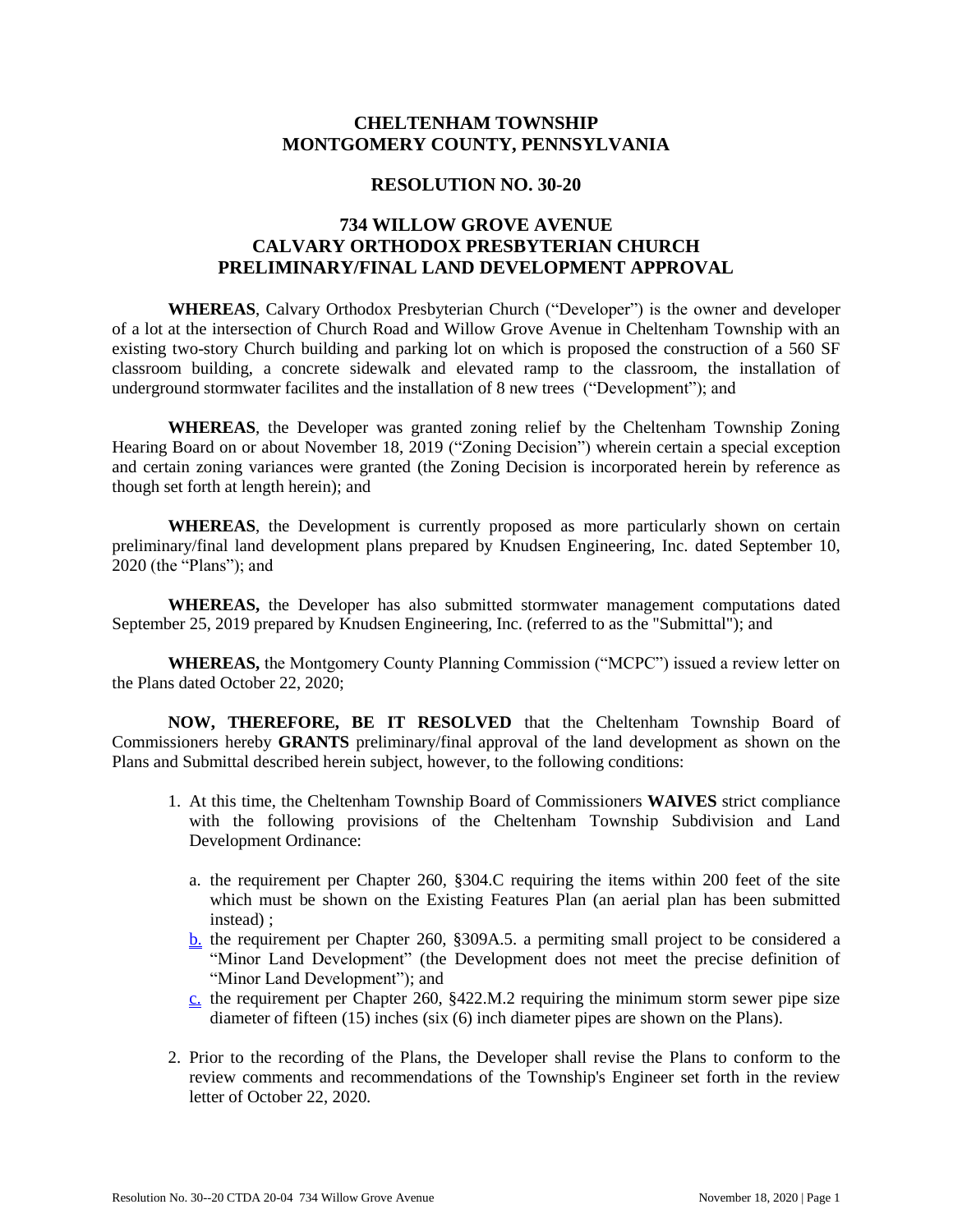# CHELTENHAM TOWNSHIP
# MONTGOMERY COUNTY, PENNSYLVANIA

## RESOLUTION NO. 30-20

## 734 WILLOW GROVE AVENUE
## CALVARY ORTHODOX PRESBYTERIAN CHURCH
## PRELIMINARY/FINAL LAND DEVELOPMENT APPROVAL

**WHEREAS**, Calvary Orthodox Presbyterian Church ("Developer") is the owner and developer of a lot at the intersection of Church Road and Willow Grove Avenue in Cheltenham Township with an existing two-story Church building and parking lot on which is proposed the construction of a 560 SF classroom building, a concrete sidewalk and elevated ramp to the classroom, the installation of underground stormwater facilites and the installation of 8 new trees ("Development"); and

**WHEREAS**, the Developer was granted zoning relief by the Cheltenham Township Zoning Hearing Board on or about November 18, 2019 ("Zoning Decision") wherein certain a special exception and certain zoning variances were granted (the Zoning Decision is incorporated herein by reference as though set forth at length herein); and

**WHEREAS**, the Development is currently proposed as more particularly shown on certain preliminary/final land development plans prepared by Knudsen Engineering, Inc. dated September 10, 2020 (the "Plans"); and

**WHEREAS,** the Developer has also submitted stormwater management computations dated September 25, 2019 prepared by Knudsen Engineering, Inc. (referred to as the "Submittal"); and

**WHEREAS,** the Montgomery County Planning Commission ("MCPC") issued a review letter on the Plans dated October 22, 2020;

**NOW, THEREFORE, BE IT RESOLVED** that the Cheltenham Township Board of Commissioners hereby **GRANTS** preliminary/final approval of the land development as shown on the Plans and Submittal described herein subject, however, to the following conditions:

1. At this time, the Cheltenham Township Board of Commissioners **WAIVES** strict compliance with the following provisions of the Cheltenham Township Subdivision and Land Development Ordinance:

   a. the requirement per Chapter 260, §304.C requiring the items within 200 feet of the site which must be shown on the Existing Features Plan (an aerial plan has been submitted instead) ;

   b. the requirement per Chapter 260, §309A.5. a permiting small project to be considered a "Minor Land Development" (the Development does not meet the precise definition of "Minor Land Development"); and

   c. the requirement per Chapter 260, §422.M.2 requiring the minimum storm sewer pipe size diameter of fifteen (15) inches (six (6) inch diameter pipes are shown on the Plans).

2. Prior to the recording of the Plans, the Developer shall revise the Plans to conform to the review comments and recommendations of the Township's Engineer set forth in the review letter of October 22, 2020.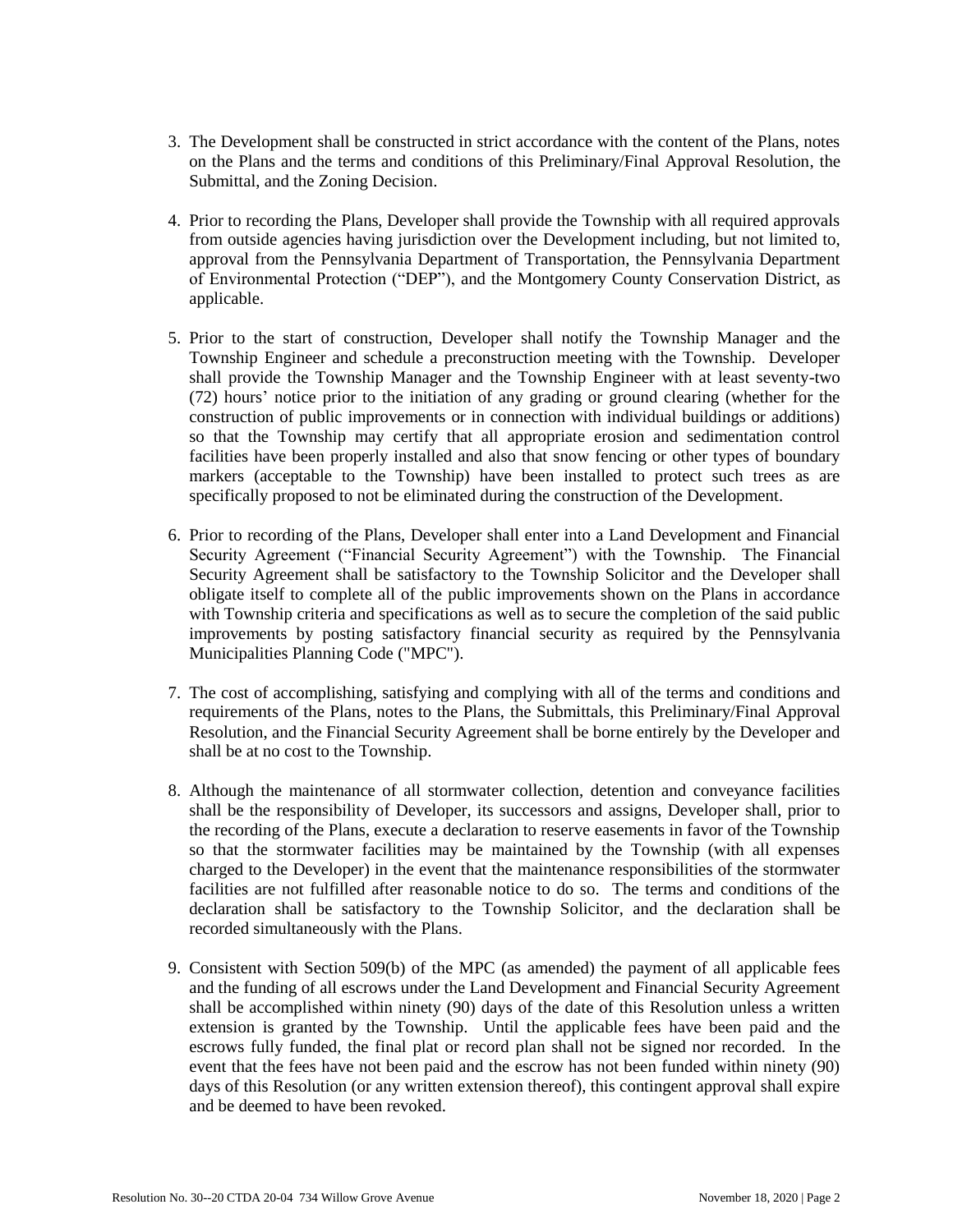3. The Development shall be constructed in strict accordance with the content of the Plans, notes on the Plans and the terms and conditions of this Preliminary/Final Approval Resolution, the Submittal, and the Zoning Decision.

4. Prior to recording the Plans, Developer shall provide the Township with all required approvals from outside agencies having jurisdiction over the Development including, but not limited to, approval from the Pennsylvania Department of Transportation, the Pennsylvania Department of Environmental Protection ("DEP"), and the Montgomery County Conservation District, as applicable.

5. Prior to the start of construction, Developer shall notify the Township Manager and the Township Engineer and schedule a preconstruction meeting with the Township. Developer shall provide the Township Manager and the Township Engineer with at least seventy-two (72) hours' notice prior to the initiation of any grading or ground clearing (whether for the construction of public improvements or in connection with individual buildings or additions) so that the Township may certify that all appropriate erosion and sedimentation control facilities have been properly installed and also that snow fencing or other types of boundary markers (acceptable to the Township) have been installed to protect such trees as are specifically proposed to not be eliminated during the construction of the Development.

6. Prior to recording of the Plans, Developer shall enter into a Land Development and Financial Security Agreement ("Financial Security Agreement") with the Township. The Financial Security Agreement shall be satisfactory to the Township Solicitor and the Developer shall obligate itself to complete all of the public improvements shown on the Plans in accordance with Township criteria and specifications as well as to secure the completion of the said public improvements by posting satisfactory financial security as required by the Pennsylvania Municipalities Planning Code ("MPC").

7. The cost of accomplishing, satisfying and complying with all of the terms and conditions and requirements of the Plans, notes to the Plans, the Submittals, this Preliminary/Final Approval Resolution, and the Financial Security Agreement shall be borne entirely by the Developer and shall be at no cost to the Township.

8. Although the maintenance of all stormwater collection, detention and conveyance facilities shall be the responsibility of Developer, its successors and assigns, Developer shall, prior to the recording of the Plans, execute a declaration to reserve easements in favor of the Township so that the stormwater facilities may be maintained by the Township (with all expenses charged to the Developer) in the event that the maintenance responsibilities of the stormwater facilities are not fulfilled after reasonable notice to do so. The terms and conditions of the declaration shall be satisfactory to the Township Solicitor, and the declaration shall be recorded simultaneously with the Plans.

9. Consistent with Section 509(b) of the MPC (as amended) the payment of all applicable fees and the funding of all escrows under the Land Development and Financial Security Agreement shall be accomplished within ninety (90) days of the date of this Resolution unless a written extension is granted by the Township. Until the applicable fees have been paid and the escrows fully funded, the final plat or record plan shall not be signed nor recorded. In the event that the fees have not been paid and the escrow has not been funded within ninety (90) days of this Resolution (or any written extension thereof), this contingent approval shall expire and be deemed to have been revoked.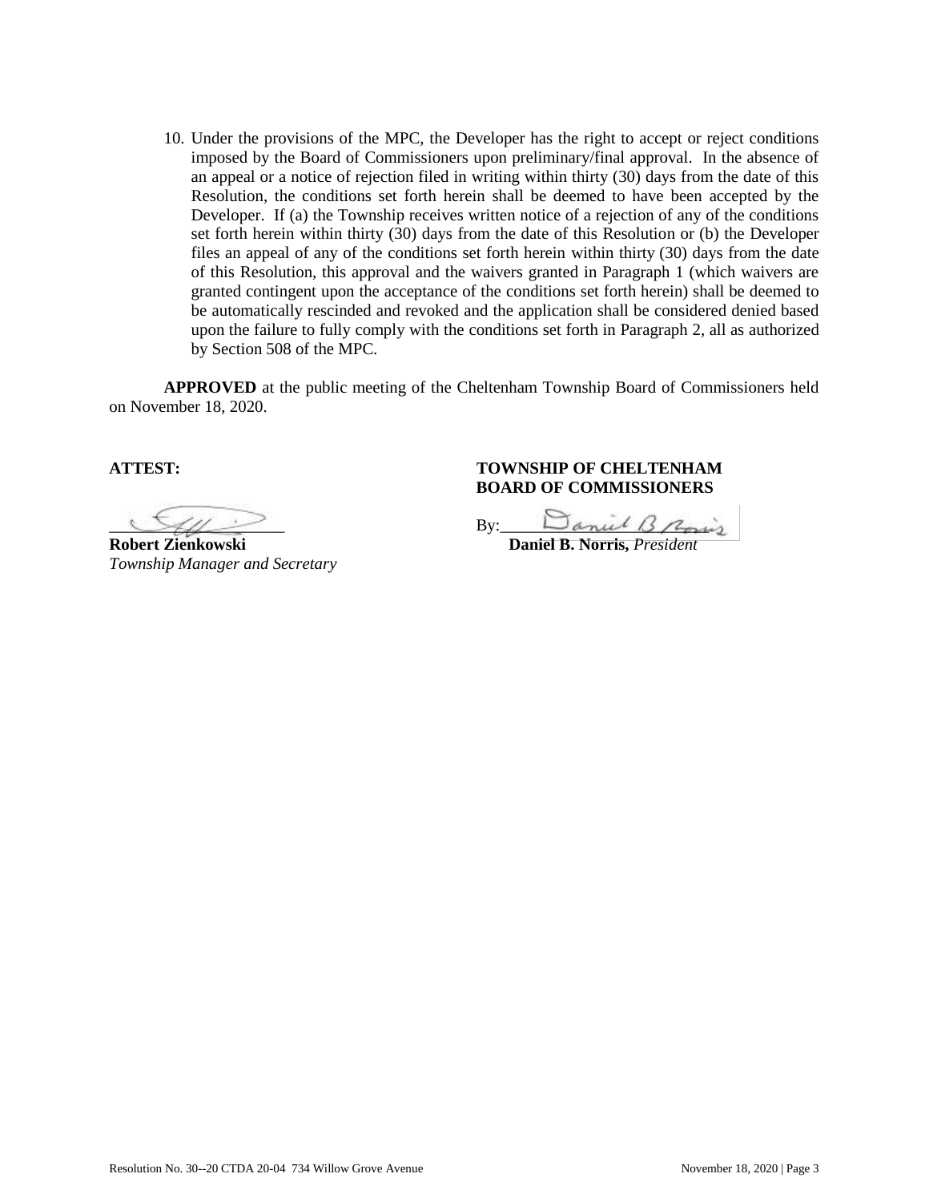10. Under the provisions of the MPC, the Developer has the right to accept or reject conditions imposed by the Board of Commissioners upon preliminary/final approval. In the absence of an appeal or a notice of rejection filed in writing within thirty (30) days from the date of this Resolution, the conditions set forth herein shall be deemed to have been accepted by the Developer. If (a) the Township receives written notice of a rejection of any of the conditions set forth herein within thirty (30) days from the date of this Resolution or (b) the Developer files an appeal of any of the conditions set forth herein within thirty (30) days from the date of this Resolution, this approval and the waivers granted in Paragraph 1 (which waivers are granted contingent upon the acceptance of the conditions set forth herein) shall be deemed to be automatically rescinded and revoked and the application shall be considered denied based upon the failure to fully comply with the conditions set forth in Paragraph 2, all as authorized by Section 508 of the MPC.

**APPROVED** at the public meeting of the Cheltenham Township Board of Commissioners held on November 18, 2020.

**ATTEST:**

\_\_\_\_\_\_\_\_\_\_\_\_\_\_\_\_\_\_\_\_

**Robert Zienkowski**
*Township Manager and Secretary*

**TOWNSHIP OF CHELTENHAM**
**BOARD OF COMMISSIONERS**

By:\_\_\_\_\_\_\_\_\_\_\_\_\_\_\_\_\_\_\_\_

**Daniel B. Norris,** *President*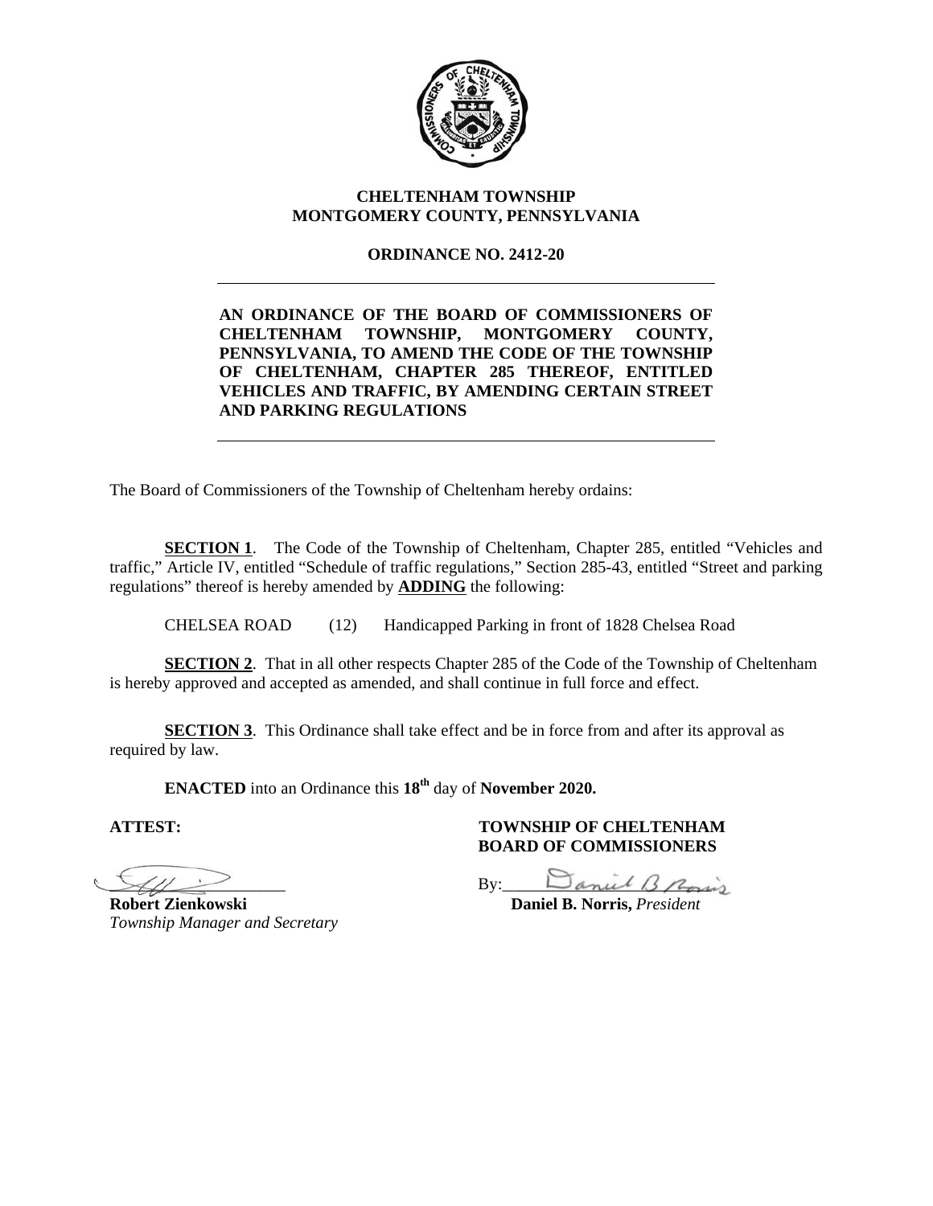**CHELTENHAM TOWNSHIP**
**MONTGOMERY COUNTY, PENNSYLVANIA**

**ORDINANCE NO. 2412-20**

---

**AN ORDINANCE OF THE BOARD OF COMMISSIONERS OF CHELTENHAM TOWNSHIP, MONTGOMERY COUNTY, PENNSYLVANIA, TO AMEND THE CODE OF THE TOWNSHIP OF CHELTENHAM, CHAPTER 285 THEREOF, ENTITLED VEHICLES AND TRAFFIC, BY AMENDING CERTAIN STREET AND PARKING REGULATIONS**

---

The Board of Commissioners of the Township of Cheltenham hereby ordains:

**SECTION 1**. The Code of the Township of Cheltenham, Chapter 285, entitled "Vehicles and traffic," Article IV, entitled "Schedule of traffic regulations," Section 285-43, entitled "Street and parking regulations" thereof is hereby amended by **ADDING** the following:

CHELSEA ROAD (12) Handicapped Parking in front of 1828 Chelsea Road

**SECTION 2**. That in all other respects Chapter 285 of the Code of the Township of Cheltenham is hereby approved and accepted as amended, and shall continue in full force and effect.

**SECTION 3**. This Ordinance shall take effect and be in force from and after its approval as required by law.

**ENACTED** into an Ordinance this **18th** day of **November 2020.**

**ATTEST:**

**Robert Zienkowski**
*Township Manager and Secretary*

**TOWNSHIP OF CHELTENHAM**
**BOARD OF COMMISSIONERS**

By: Daniel B Norris

**Daniel B. Norris,** *President*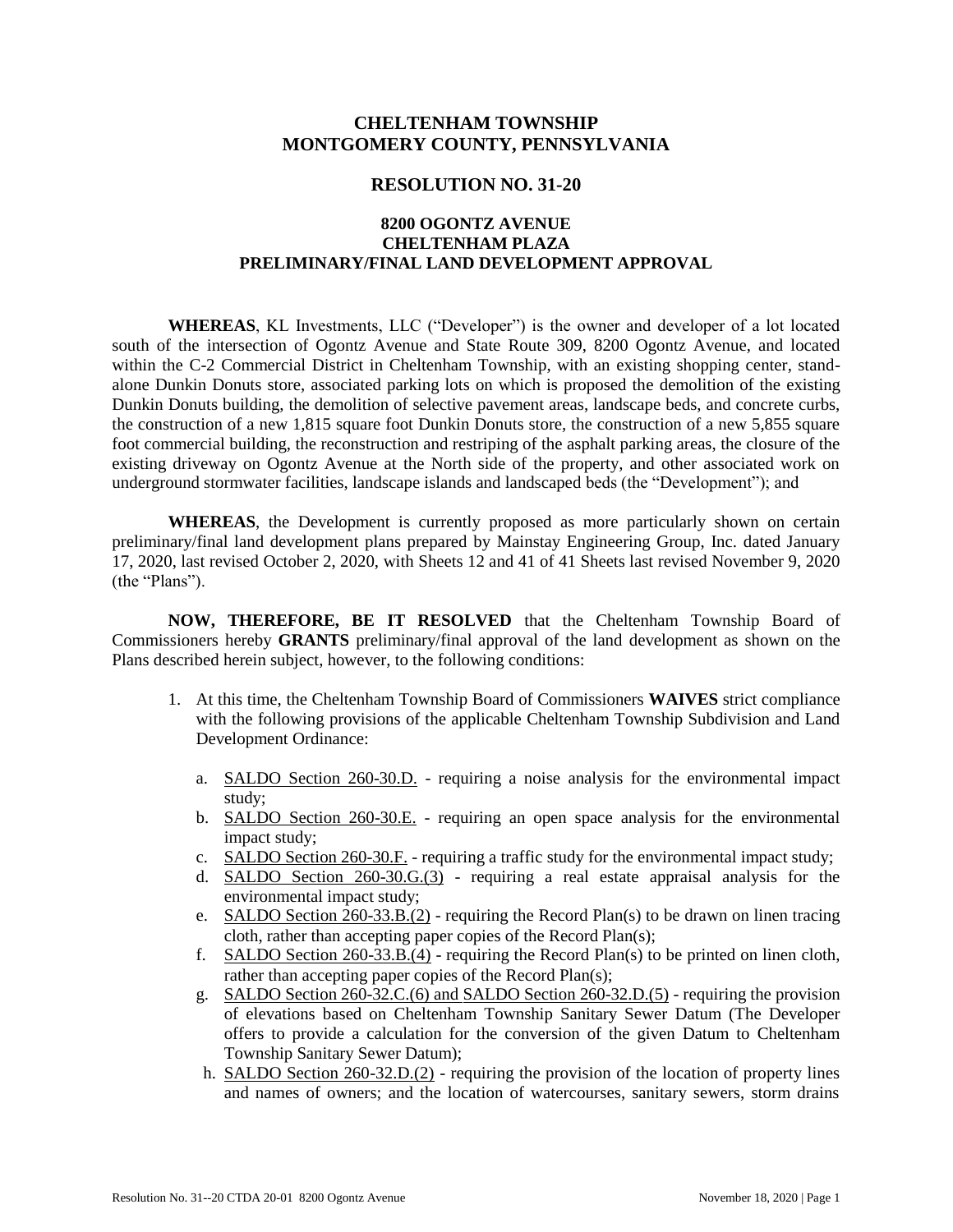# CHELTENHAM TOWNSHIP
# MONTGOMERY COUNTY, PENNSYLVANIA

## RESOLUTION NO. 31-20

### 8200 OGONTZ AVENUE
### CHELTENHAM PLAZA
### PRELIMINARY/FINAL LAND DEVELOPMENT APPROVAL

**WHEREAS**, KL Investments, LLC ("Developer") is the owner and developer of a lot located south of the intersection of Ogontz Avenue and State Route 309, 8200 Ogontz Avenue, and located within the C-2 Commercial District in Cheltenham Township, with an existing shopping center, stand-alone Dunkin Donuts store, associated parking lots on which is proposed the demolition of the existing Dunkin Donuts building, the demolition of selective pavement areas, landscape beds, and concrete curbs, the construction of a new 1,815 square foot Dunkin Donuts store, the construction of a new 5,855 square foot commercial building, the reconstruction and restriping of the asphalt parking areas, the closure of the existing driveway on Ogontz Avenue at the North side of the property, and other associated work on underground stormwater facilities, landscape islands and landscaped beds (the "Development"); and

**WHEREAS**, the Development is currently proposed as more particularly shown on certain preliminary/final land development plans prepared by Mainstay Engineering Group, Inc. dated January 17, 2020, last revised October 2, 2020, with Sheets 12 and 41 of 41 Sheets last revised November 9, 2020 (the "Plans").

**NOW, THEREFORE, BE IT RESOLVED** that the Cheltenham Township Board of Commissioners hereby **GRANTS** preliminary/final approval of the land development as shown on the Plans described herein subject, however, to the following conditions:

1. At this time, the Cheltenham Township Board of Commissioners **WAIVES** strict compliance with the following provisions of the applicable Cheltenham Township Subdivision and Land Development Ordinance:

   a. SALDO Section 260-30.D. - requiring a noise analysis for the environmental impact study;
   b. SALDO Section 260-30.E. - requiring an open space analysis for the environmental impact study;
   c. SALDO Section 260-30.F. - requiring a traffic study for the environmental impact study;
   d. SALDO Section 260-30.G.(3) - requiring a real estate appraisal analysis for the environmental impact study;
   e. SALDO Section 260-33.B.(2) - requiring the Record Plan(s) to be drawn on linen tracing cloth, rather than accepting paper copies of the Record Plan(s);
   f. SALDO Section 260-33.B.(4) - requiring the Record Plan(s) to be printed on linen cloth, rather than accepting paper copies of the Record Plan(s);
   g. SALDO Section 260-32.C.(6) and SALDO Section 260-32.D.(5) - requiring the provision of elevations based on Cheltenham Township Sanitary Sewer Datum (The Developer offers to provide a calculation for the conversion of the given Datum to Cheltenham Township Sanitary Sewer Datum);
   h. SALDO Section 260-32.D.(2) - requiring the provision of the location of property lines and names of owners; and the location of watercourses, sanitary sewers, storm drains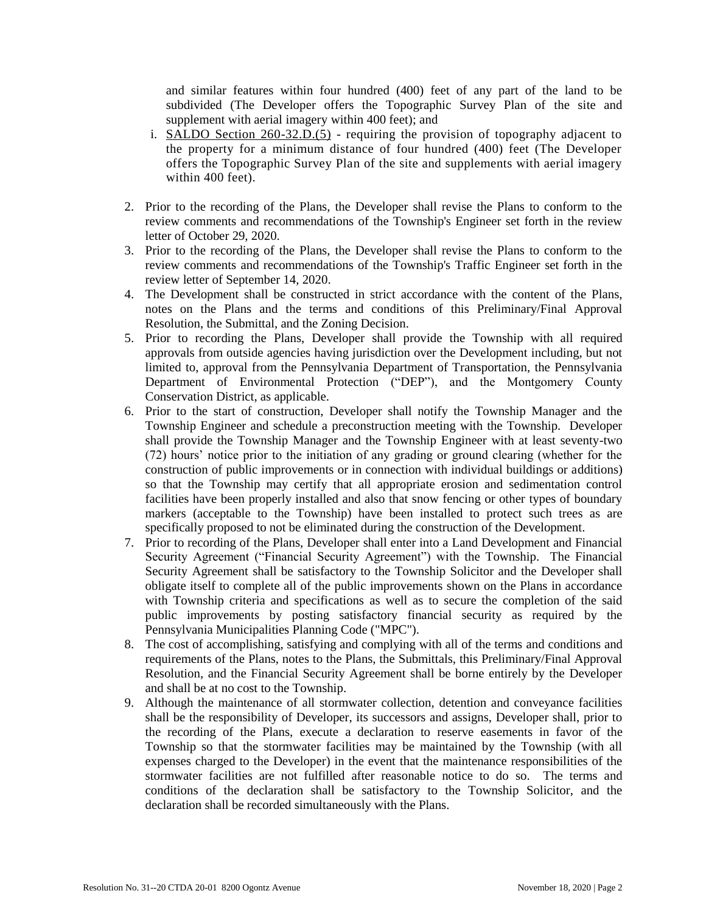and similar features within four hundred (400) feet of any part of the land to be subdivided (The Developer offers the Topographic Survey Plan of the site and supplement with aerial imagery within 400 feet); and

i. SALDO Section 260-32.D.(5) - requiring the provision of topography adjacent to the property for a minimum distance of four hundred (400) feet (The Developer offers the Topographic Survey Plan of the site and supplements with aerial imagery within 400 feet).

2. Prior to the recording of the Plans, the Developer shall revise the Plans to conform to the review comments and recommendations of the Township's Engineer set forth in the review letter of October 29, 2020.
3. Prior to the recording of the Plans, the Developer shall revise the Plans to conform to the review comments and recommendations of the Township's Traffic Engineer set forth in the review letter of September 14, 2020.
4. The Development shall be constructed in strict accordance with the content of the Plans, notes on the Plans and the terms and conditions of this Preliminary/Final Approval Resolution, the Submittal, and the Zoning Decision.
5. Prior to recording the Plans, Developer shall provide the Township with all required approvals from outside agencies having jurisdiction over the Development including, but not limited to, approval from the Pennsylvania Department of Transportation, the Pennsylvania Department of Environmental Protection ("DEP"), and the Montgomery County Conservation District, as applicable.
6. Prior to the start of construction, Developer shall notify the Township Manager and the Township Engineer and schedule a preconstruction meeting with the Township. Developer shall provide the Township Manager and the Township Engineer with at least seventy-two (72) hours' notice prior to the initiation of any grading or ground clearing (whether for the construction of public improvements or in connection with individual buildings or additions) so that the Township may certify that all appropriate erosion and sedimentation control facilities have been properly installed and also that snow fencing or other types of boundary markers (acceptable to the Township) have been installed to protect such trees as are specifically proposed to not be eliminated during the construction of the Development.
7. Prior to recording of the Plans, Developer shall enter into a Land Development and Financial Security Agreement ("Financial Security Agreement") with the Township. The Financial Security Agreement shall be satisfactory to the Township Solicitor and the Developer shall obligate itself to complete all of the public improvements shown on the Plans in accordance with Township criteria and specifications as well as to secure the completion of the said public improvements by posting satisfactory financial security as required by the Pennsylvania Municipalities Planning Code ("MPC").
8. The cost of accomplishing, satisfying and complying with all of the terms and conditions and requirements of the Plans, notes to the Plans, the Submittals, this Preliminary/Final Approval Resolution, and the Financial Security Agreement shall be borne entirely by the Developer and shall be at no cost to the Township.
9. Although the maintenance of all stormwater collection, detention and conveyance facilities shall be the responsibility of Developer, its successors and assigns, Developer shall, prior to the recording of the Plans, execute a declaration to reserve easements in favor of the Township so that the stormwater facilities may be maintained by the Township (with all expenses charged to the Developer) in the event that the maintenance responsibilities of the stormwater facilities are not fulfilled after reasonable notice to do so. The terms and conditions of the declaration shall be satisfactory to the Township Solicitor, and the declaration shall be recorded simultaneously with the Plans.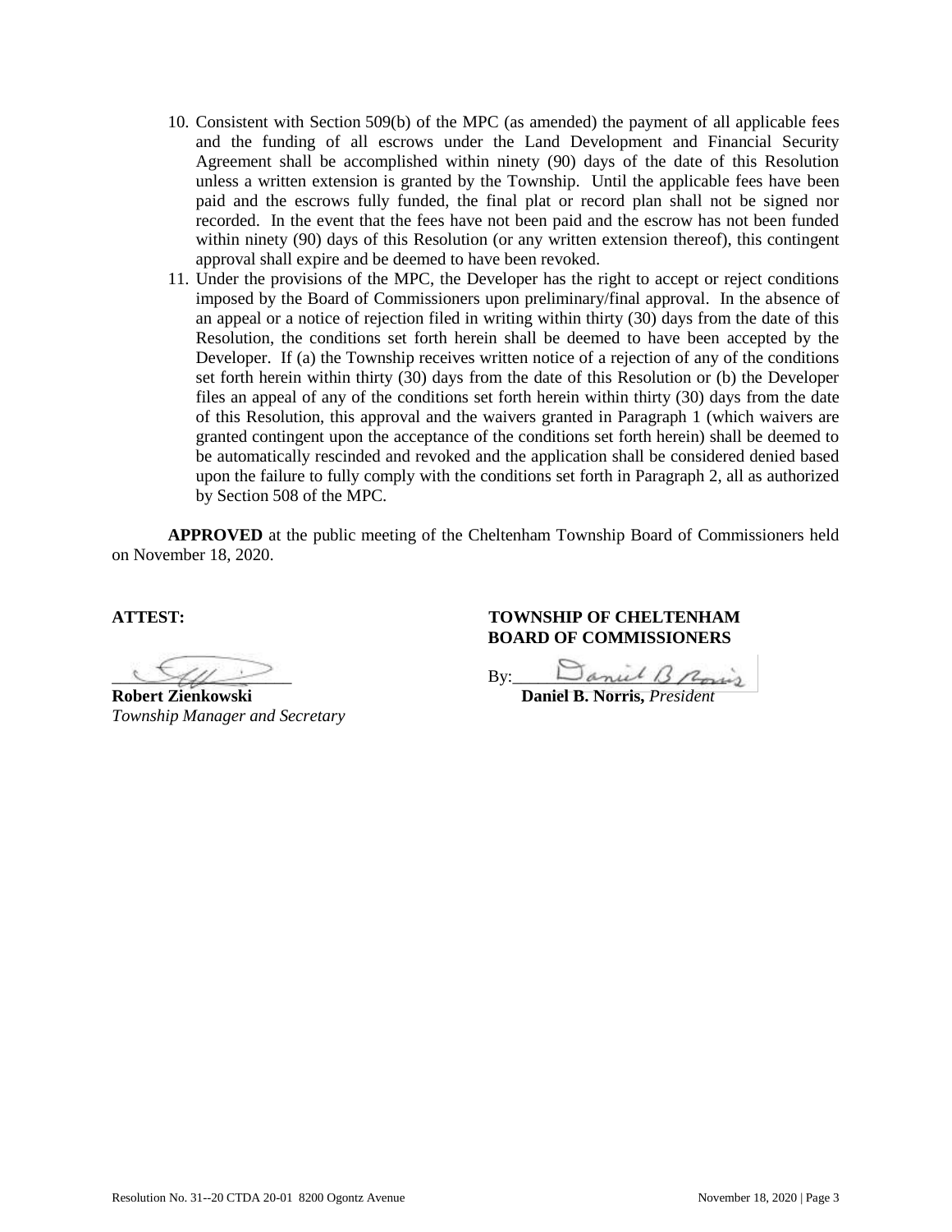10. Consistent with Section 509(b) of the MPC (as amended) the payment of all applicable fees and the funding of all escrows under the Land Development and Financial Security Agreement shall be accomplished within ninety (90) days of the date of this Resolution unless a written extension is granted by the Township. Until the applicable fees have been paid and the escrows fully funded, the final plat or record plan shall not be signed nor recorded. In the event that the fees have not been paid and the escrow has not been funded within ninety (90) days of this Resolution (or any written extension thereof), this contingent approval shall expire and be deemed to have been revoked.
11. Under the provisions of the MPC, the Developer has the right to accept or reject conditions imposed by the Board of Commissioners upon preliminary/final approval. In the absence of an appeal or a notice of rejection filed in writing within thirty (30) days from the date of this Resolution, the conditions set forth herein shall be deemed to have been accepted by the Developer. If (a) the Township receives written notice of a rejection of any of the conditions set forth herein within thirty (30) days from the date of this Resolution or (b) the Developer files an appeal of any of the conditions set forth herein within thirty (30) days from the date of this Resolution, this approval and the waivers granted in Paragraph 1 (which waivers are granted contingent upon the acceptance of the conditions set forth herein) shall be deemed to be automatically rescinded and revoked and the application shall be considered denied based upon the failure to fully comply with the conditions set forth in Paragraph 2, all as authorized by Section 508 of the MPC.

**APPROVED** at the public meeting of the Cheltenham Township Board of Commissioners held on November 18, 2020.

**ATTEST:**

**Robert Zienkowski**
*Township Manager and Secretary*

**TOWNSHIP OF CHELTENHAM BOARD OF COMMISSIONERS**

By: \_\_\_\_\_\_\_\_\_\_\_\_\_\_\_\_\_\_\_\_

**Daniel B. Norris,** *President*